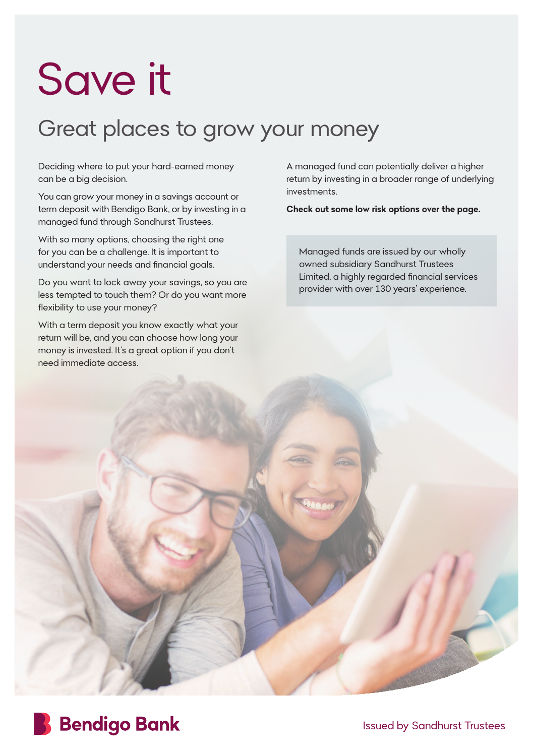# Save it

## Great places to grow your money

Deciding where to put your hard-earned money can be a big decision.

You can grow your money in a savings account or term deposit with Bendigo Bank, or by investing in a managed fund through Sandhurst Trustees.

With so many options, choosing the right one for you can be a challenge. It is important to understand your needs and financial goals.

Do you want to lock away your savings, so you are less tempted to touch them? Or do you want more flexibility to use your money?

With a term deposit you know exactly what your return will be, and you can choose how long your money is invested. It's a great option if you don't need immediate access.

A managed fund can potentially deliver a higher return by investing in a broader range of underlying investments.

**Check out some low risk options over the page.**

Managed funds are issued by our wholly owned subsidiary Sandhurst Trustees Limited, a highly regarded financial services provider with over 130 years' experience.

Bendigo Bank

Issued by Sandhurst Trustees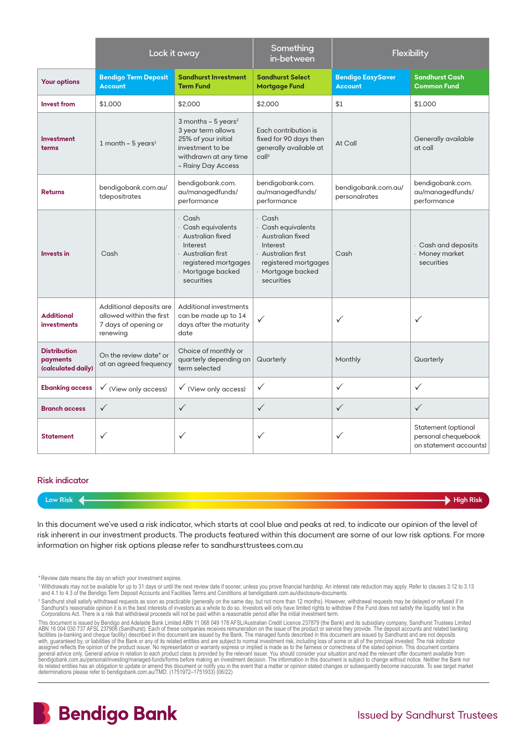| | Lock it away | | Something in-between | Flexibility | |
|---|---|---|---|---|---|
| **Your options** | **Bendigo Term Deposit Account** | **Sandhurst Investment Term Fund** | **Sandhurst Select Mortgage Fund** | **Bendigo EasySaver Account** | **Sandhurst Cash Common Fund** |
| **Invest from** | $1,000 | $2,000 | $2,000 | $1 | $1,000 |
| **Investment terms** | 1 month – 5 years[1] | 3 months – 5 years[2] 3 year term allows 25% of your initial investment to be withdrawn at any time – Rainy Day Access | Each contribution is fixed for 90 days then generally available at call[2] | At Call | Generally available at call |
| **Returns** | bendigobank.com.au/tdepositrates | bendigobank.com.au/managedfunds/performance | bendigobank.com.au/managedfunds/performance | bendigobank.com.au/personalrates | bendigobank.com.au/managedfunds/performance |
| **Invests in** | Cash | · Cash · Cash equivalents · Australian fixed Interest · Australian first registered mortgages · Mortgage backed securities | · Cash · Cash equivalents · Australian fixed Interest · Australian first registered mortgages · Mortgage backed securities | Cash | · Cash and deposits · Money market securities |
| **Additional investments** | Additional deposits are allowed within the first 7 days of opening or renewing | Additional investments can be made up to 14 days after the maturity date | ✓ | ✓ | ✓ |
| **Distribution payments (calculated daily)** | On the review date* or at an agreed frequency | Choice of monthly or quarterly depending on term selected | Quarterly | Monthly | Quarterly |
| **Ebanking access** | ✓ (View only access) | ✓ (View only access) | ✓ | ✓ | ✓ |
| **Branch access** | ✓ | ✓ | ✓ | ✓ | ✓ |
| **Statement** | ✓ | ✓ | ✓ | ✓ | Statement (optional personal chequebook on statement accounts) |

## Risk indicator

Low Risk

High Risk

In this document we've used a risk indicator, which starts at cool blue and peaks at red, to indicate our opinion of the level of risk inherent in our investment products. The products featured within this document are some of our low risk options. For more information on higher risk options please refer to sandhursttrustees.com.au

*Review date means the day on which your investment expires.

[1] Withdrawals may not be available for up to 31 days or until the next review date if sooner, unless you prove financial hardship. An interest rate reduction may apply. Refer to clauses 3.12 to 3.13 and 4.1 to 4.3 of the Bendigo Term Deposit Accounts and Facilities Terms and Conditions at bendigobank.com.au/disclosure-documents.

[2] Sandhurst shall satisfy withdrawal requests as soon as practicable (generally on the same day, but not more than 12 months). However, withdrawal requests may be delayed or refused if in Sandhurst's reasonable opinion it is in the best interests of investors as a whole to do so. Investors will only have limited rights to withdraw if the Fund does not satisfy the liquidity test in the Corporations Act. There is a risk that withdrawal proceeds will not be paid within a reasonable period after the initial investment term.

This document is issued by Bendigo and Adelaide Bank Limited ABN 11 068 049 178 AFSL/Australian Credit Licence 237879 (the Bank) and its subsidiary company, Sandhurst Trustees Limited ABN 16 004 030 737 AFSL 237906 (Sandhurst). Each of these companies receives remuneration on the issue of the product or service they provide. The deposit accounts and related banking facilities (e-banking and cheque facility) described in this document are issued by the Bank. The managed funds described in this document are issued by Sandhurst and are not deposits with, guaranteed by, or liabilities of the Bank or any of its related entities and are subject to normal investment risk, including loss of some or all of the principal invested. The risk indicator assigned reflects the opinion of the product issuer. No representation or warranty express or implied is made as to the fairness or correctness of the stated opinion. This document contains general advice only. General advice in relation to each product class is provided by the relevant issuer. You should consider your situation and read the relevant offer document available from bendigobank.com.au/personal/investing/managed-funds/forms before making an investment decision. The information in this document is subject to change without notice. Neither the Bank nor its related entities has an obligation to update or amend this document or notify you in the event that a matter or opinion stated changes or subsequently become inaccurate. To see target market determinations please refer to bendigobank.com.au/TMD. (1751972–1751933) (06/22)

Bendigo Bank

Issued by Sandhurst Trustees